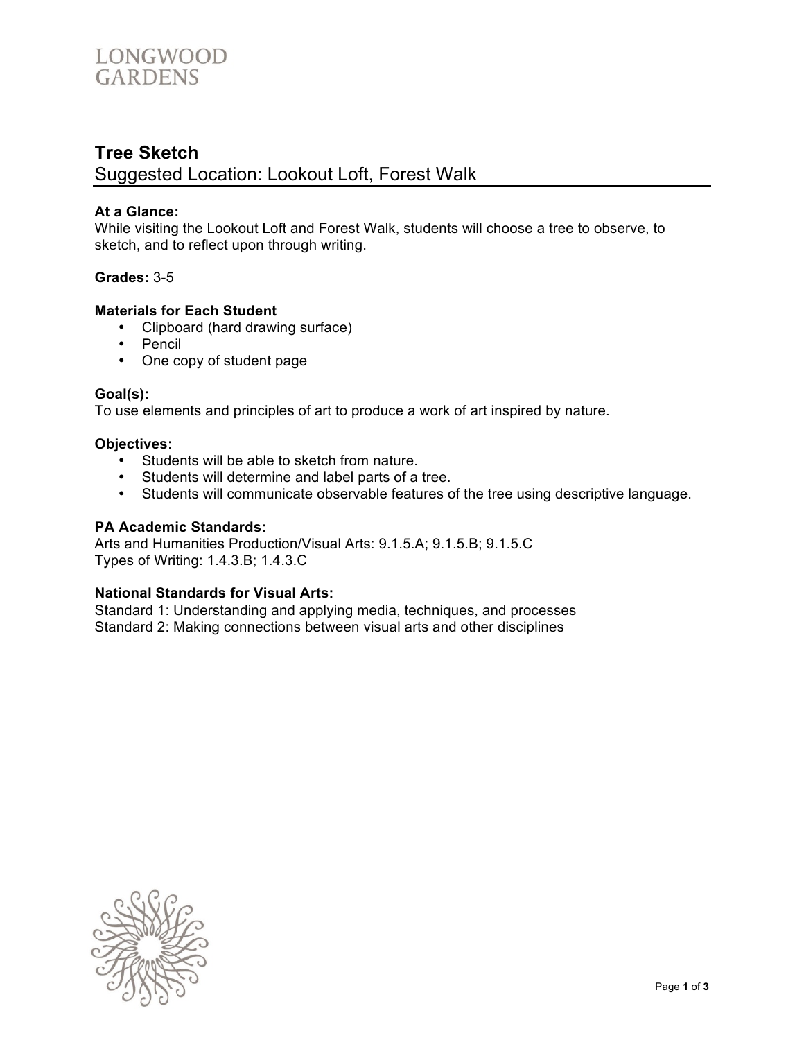LONGWOOD GARDENS

# Tree Sketch

## Suggested Location: Lookout Loft, Forest Walk

**At a Glance:**
While visiting the Lookout Loft and Forest Walk, students will choose a tree to observe, to sketch, and to reflect upon through writing.

**Grades:** 3-5

**Materials for Each Student**

- Clipboard (hard drawing surface)
- Pencil
- One copy of student page

**Goal(s):**
To use elements and principles of art to produce a work of art inspired by nature.

**Objectives:**

- Students will be able to sketch from nature.
- Students will determine and label parts of a tree.
- Students will communicate observable features of the tree using descriptive language.

**PA Academic Standards:**
Arts and Humanities Production/Visual Arts: 9.1.5.A; 9.1.5.B; 9.1.5.C
Types of Writing: 1.4.3.B; 1.4.3.C

**National Standards for Visual Arts:**
Standard 1: Understanding and applying media, techniques, and processes
Standard 2: Making connections between visual arts and other disciplines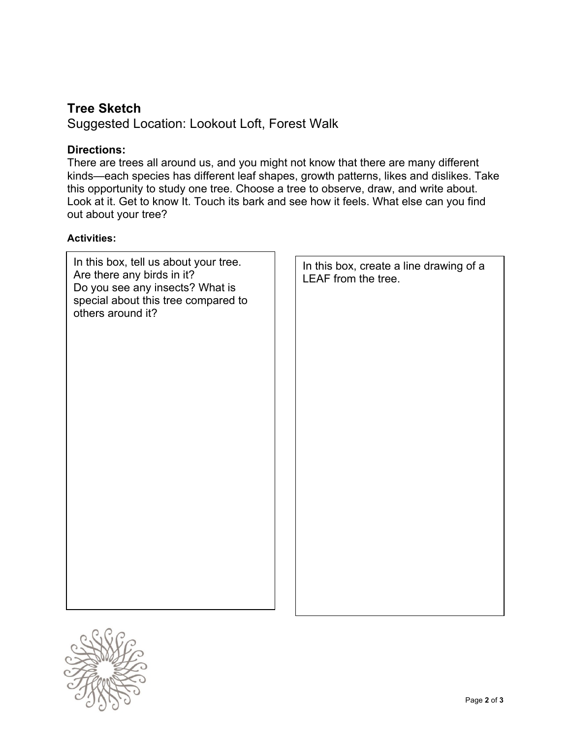## Tree Sketch

Suggested Location: Lookout Loft, Forest Walk

**Directions:**

There are trees all around us, and you might not know that there are many different kinds—each species has different leaf shapes, growth patterns, likes and dislikes. Take this opportunity to study one tree. Choose a tree to observe, draw, and write about. Look at it. Get to know It. Touch its bark and see how it feels. What else can you find out about your tree?

**Activities:**

| In this box, tell us about your tree. Are there any birds in it? Do you see any insects? What is special about this tree compared to others around it? | In this box, create a line drawing of a LEAF from the tree. |
| --- | --- |
| | |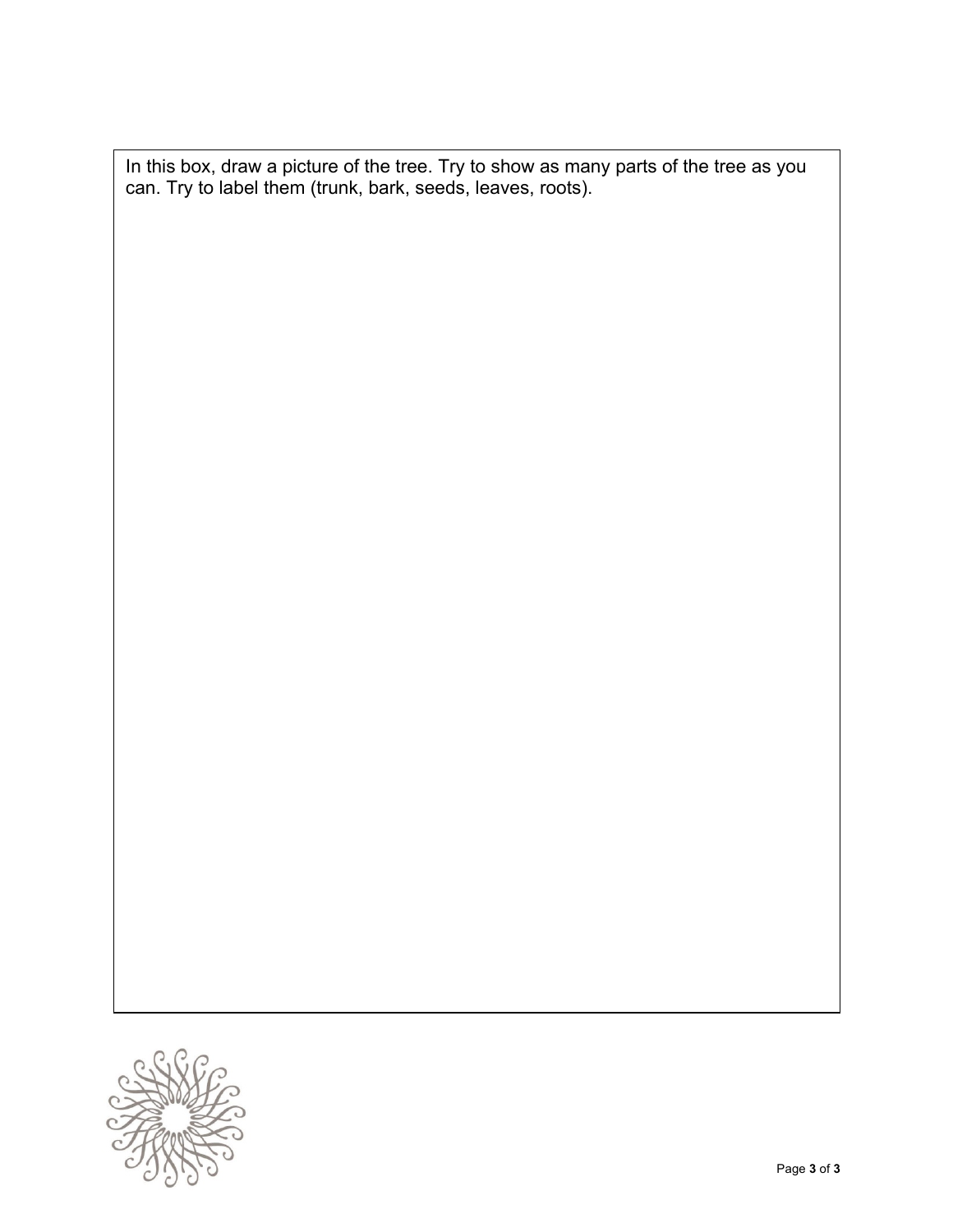In this box, draw a picture of the tree. Try to show as many parts of the tree as you can. Try to label them (trunk, bark, seeds, leaves, roots).